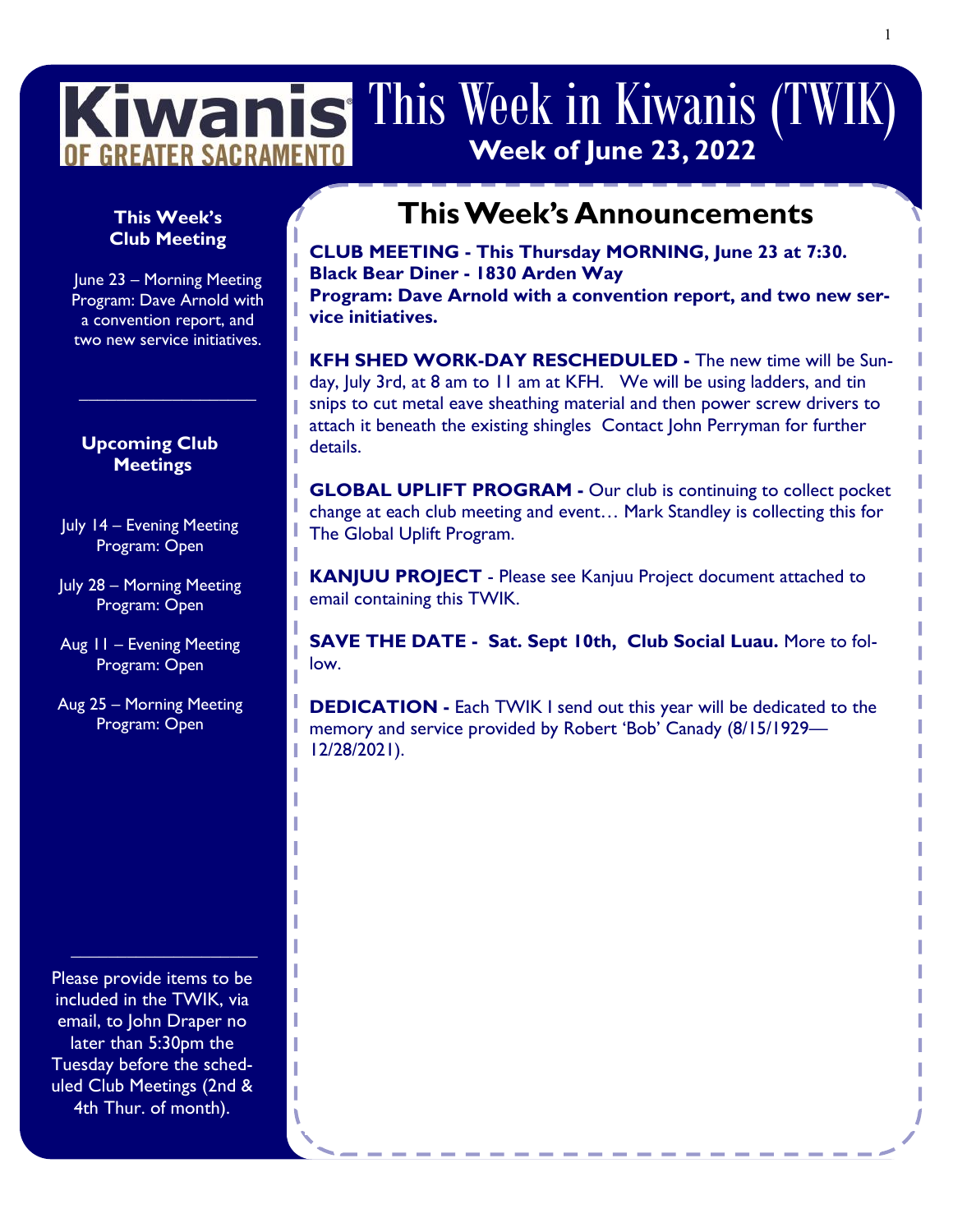# Kiwanis of Greater Sacramento — This Week in Kiwanis (TWIK)

**Week of June 23, 2022**

**This Week's Club Meeting**

June 23 – Morning Meeting
Program: Dave Arnold with a convention report, and two new service initiatives.

**Upcoming Club Meetings**

July 14 – Evening Meeting
Program: Open

July 28 – Morning Meeting
Program: Open

Aug 11 – Evening Meeting
Program: Open

Aug 25 – Morning Meeting
Program: Open

Please provide items to be included in the TWIK, via email, to John Draper no later than 5:30pm the Tuesday before the scheduled Club Meetings (2nd & 4th Thur. of month).

## This Week's Announcements

**CLUB MEETING - This Thursday MORNING, June 23 at 7:30.**
**Black Bear Diner - 1830 Arden Way**
**Program: Dave Arnold with a convention report, and two new service initiatives.**

**KFH SHED WORK-DAY RESCHEDULED -** The new time will be Sunday, July 3rd, at 8 am to 11 am at KFH. We will be using ladders, and tin snips to cut metal eave sheathing material and then power screw drivers to attach it beneath the existing shingles Contact John Perryman for further details.

**GLOBAL UPLIFT PROGRAM -** Our club is continuing to collect pocket change at each club meeting and event… Mark Standley is collecting this for The Global Uplift Program.

**KANJUU PROJECT** - Please see Kanjuu Project document attached to email containing this TWIK.

**SAVE THE DATE - Sat. Sept 10th, Club Social Luau.** More to follow.

**DEDICATION -** Each TWIK I send out this year will be dedicated to the memory and service provided by Robert 'Bob' Canady (8/15/1929—12/28/2021).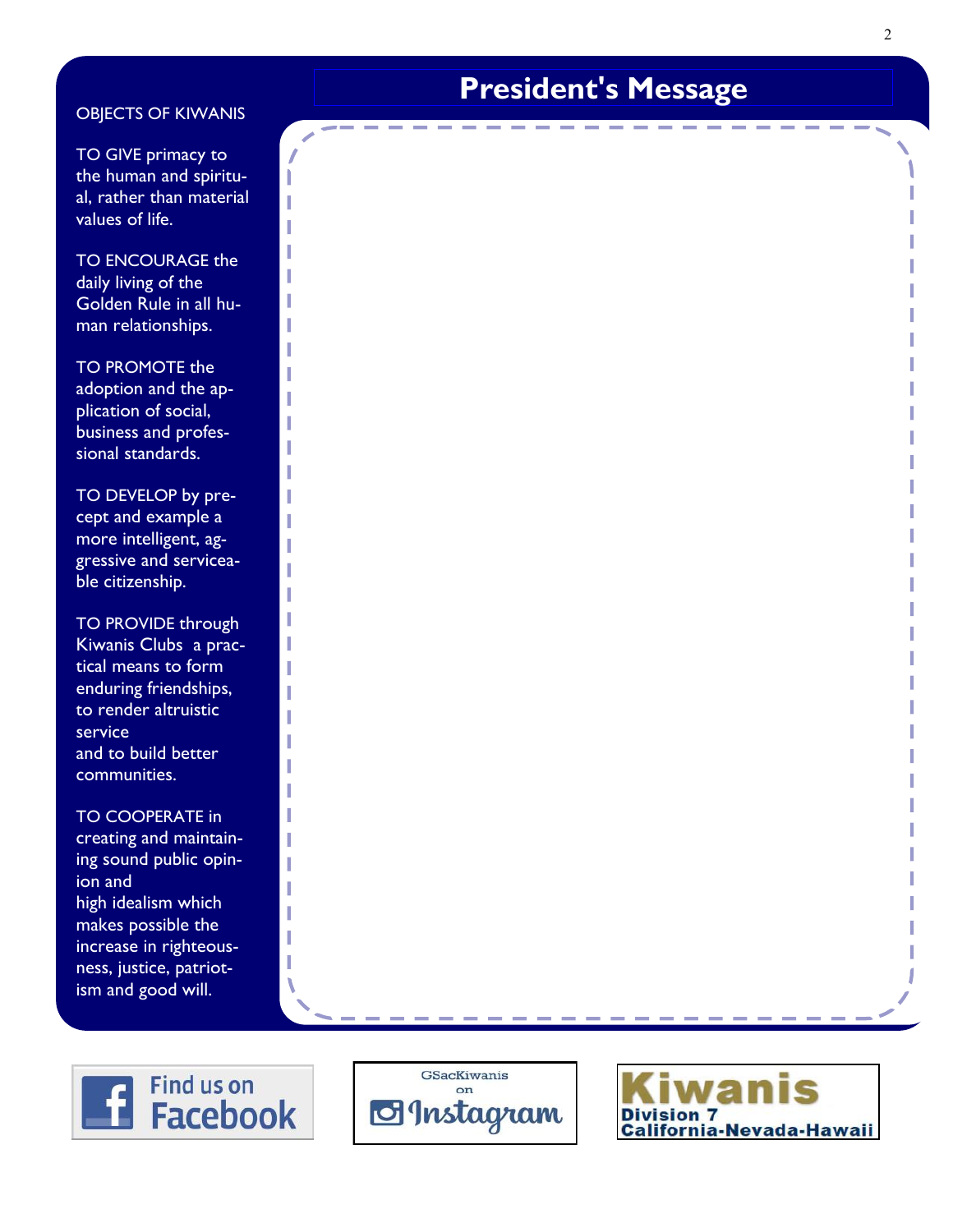# President's Message

OBJECTS OF KIWANIS

TO GIVE primacy to the human and spiritual, rather than material values of life.

TO ENCOURAGE the daily living of the Golden Rule in all human relationships.

TO PROMOTE the adoption and the application of social, business and professional standards.

TO DEVELOP by precept and example a more intelligent, aggressive and serviceable citizenship.

TO PROVIDE through Kiwanis Clubs a practical means to form enduring friendships, to render altruistic service and to build better communities.

TO COOPERATE in creating and maintaining sound public opinion and high idealism which makes possible the increase in righteousness, justice, patriotism and good will.

Find us on Facebook

GSacKiwanis on Instagram

Kiwanis Division 7 California-Nevada-Hawaii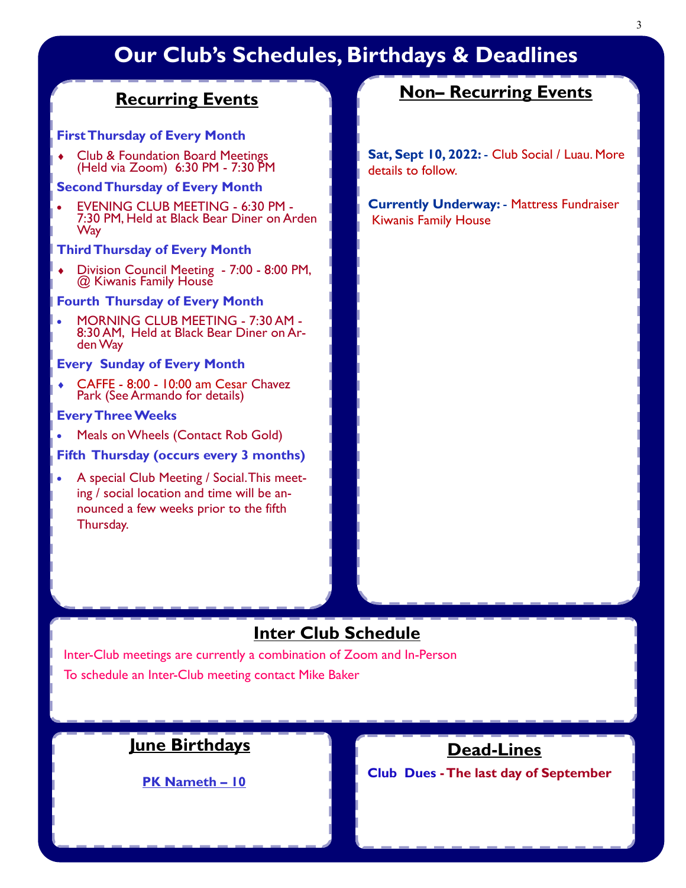# Our Club's Schedules, Birthdays & Deadlines

## Recurring Events

**First Thursday of Every Month**

- Club & Foundation Board Meetings (Held via Zoom) 6:30 PM - 7:30 PM

**Second Thursday of Every Month**

- EVENING CLUB MEETING - 6:30 PM - 7:30 PM, Held at Black Bear Diner on Arden Way

**Third Thursday of Every Month**

- Division Council Meeting - 7:00 - 8:00 PM, @ Kiwanis Family House

**Fourth Thursday of Every Month**

- MORNING CLUB MEETING - 7:30 AM - 8:30 AM, Held at Black Bear Diner on Arden Way

**Every Sunday of Every Month**

- CAFFE - 8:00 - 10:00 am Cesar Chavez Park (See Armando for details)

**Every Three Weeks**

- Meals on Wheels (Contact Rob Gold)

**Fifth Thursday (occurs every 3 months)**

- A special Club Meeting / Social. This meeting / social location and time will be announced a few weeks prior to the fifth Thursday.

## Non– Recurring Events

**Sat, Sept 10, 2022:** - Club Social / Luau. More details to follow.

**Currently Underway:** - Mattress Fundraiser Kiwanis Family House

## Inter Club Schedule

Inter-Club meetings are currently a combination of Zoom and In-Person

To schedule an Inter-Club meeting contact Mike Baker

## June Birthdays

PK Nameth – 10

## Dead-Lines

**Club Dues - The last day of September**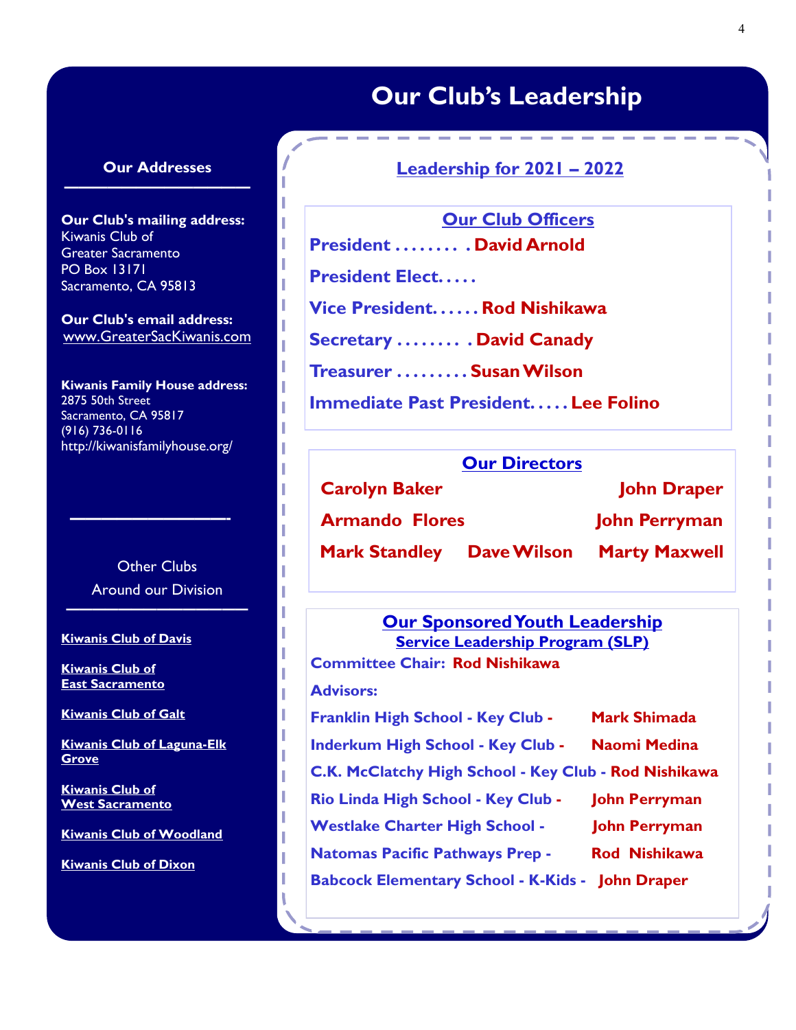# Our Club's Leadership

### Our Addresses

**Our Club's mailing address:**
Kiwanis Club of
Greater Sacramento
PO Box 13171
Sacramento, CA 95813

**Our Club's email address:**
www.GreaterSacKiwanis.com

**Kiwanis Family House address:**
2875 50th Street
Sacramento, CA 95817
(916) 736-0116
http://kiwanisfamilyhouse.org/

Other Clubs
Around our Division

**Kiwanis Club of Davis**

**Kiwanis Club of East Sacramento**

**Kiwanis Club of Galt**

**Kiwanis Club of Laguna-Elk Grove**

**Kiwanis Club of West Sacramento**

**Kiwanis Club of Woodland**

**Kiwanis Club of Dixon**

## Leadership for 2021 – 2022

### Our Club Officers

**President . . . . . . . . . David Arnold**

**President Elect. . . . .**

**Vice President. . . . . . Rod Nishikawa**

**Secretary . . . . . . . . . David Canady**

**Treasurer . . . . . . . . . Susan Wilson**

**Immediate Past President. . . . . Lee Folino**

### Our Directors

**Carolyn Baker** **John Draper**

**Armando Flores** **John Perryman**

**Mark Standley** **Dave Wilson** **Marty Maxwell**

### Our Sponsored Youth Leadership

**Service Leadership Program (SLP)**

**Committee Chair: Rod Nishikawa**

**Advisors:**

**Franklin High School - Key Club - Mark Shimada**

**Inderkum High School - Key Club - Naomi Medina**

**C.K. McClatchy High School - Key Club - Rod Nishikawa**

**Rio Linda High School - Key Club - John Perryman**

**Westlake Charter High School - John Perryman**

**Natomas Pacific Pathways Prep - Rod Nishikawa**

**Babcock Elementary School - K-Kids - John Draper**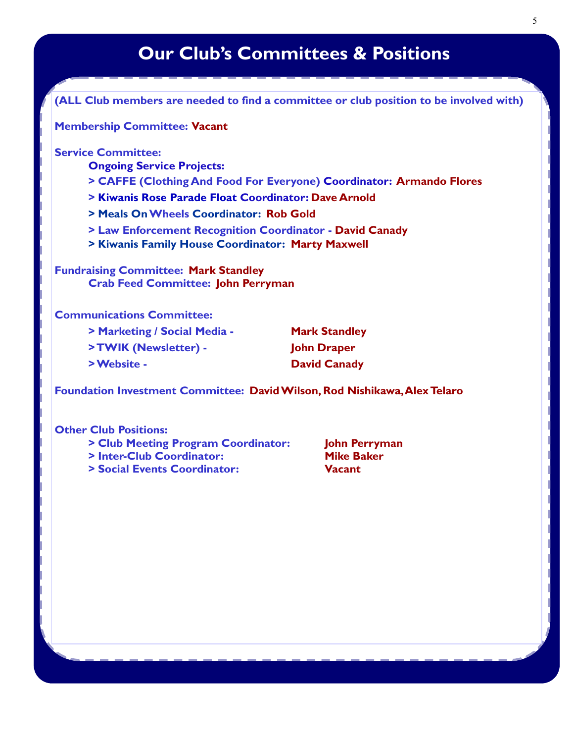# Our Club's Committees & Positions

**(ALL Club members are needed to find a committee or club position to be involved with)**

**Membership Committee: Vacant**

**Service Committee:**

**Ongoing Service Projects:**

- **CAFFE (Clothing And Food For Everyone) Coordinator: Armando Flores**
- **Kiwanis Rose Parade Float Coordinator: Dave Arnold**
- **Meals On Wheels Coordinator: Rob Gold**
- **Law Enforcement Recognition Coordinator - David Canady**
- **Kiwanis Family House Coordinator: Marty Maxwell**

**Fundraising Committee: Mark Standley**

**Crab Feed Committee: John Perryman**

**Communications Committee:**

- **Marketing / Social Media - Mark Standley**
- **TWIK (Newsletter) - John Draper**
- **Website - David Canady**

**Foundation Investment Committee: David Wilson, Rod Nishikawa, Alex Telaro**

**Other Club Positions:**

- **Club Meeting Program Coordinator: John Perryman**
- **Inter-Club Coordinator: Mike Baker**
- **Social Events Coordinator: Vacant**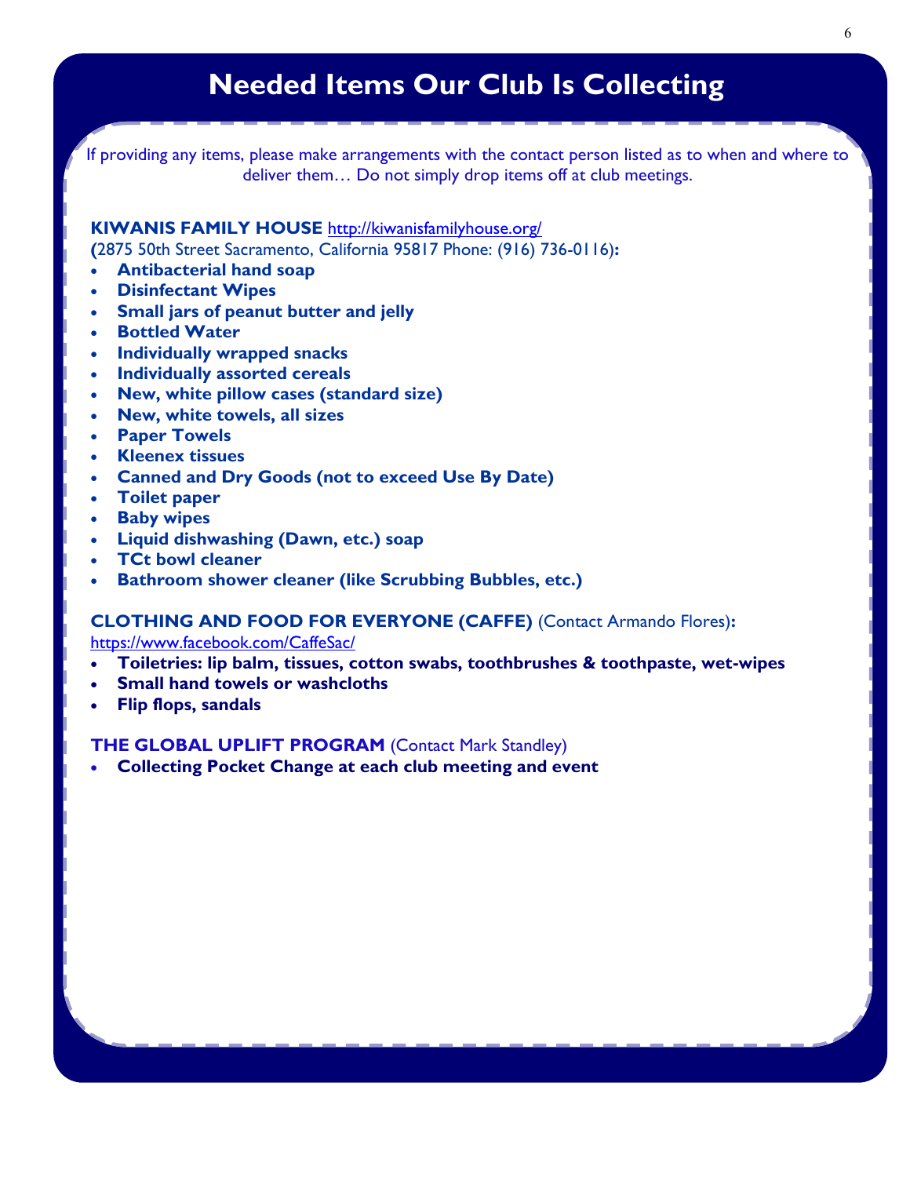# Needed Items Our Club Is Collecting

If providing any items, please make arrangements with the contact person listed as to when and where to deliver them… Do not simply drop items off at club meetings.

**KIWANIS FAMILY HOUSE** http://kiwanisfamilyhouse.org/
**(**2875 50th Street Sacramento, California 95817 Phone: (916) 736-0116)**:**

- **Antibacterial hand soap**
- **Disinfectant Wipes**
- **Small jars of peanut butter and jelly**
- **Bottled Water**
- **Individually wrapped snacks**
- **Individually assorted cereals**
- **New, white pillow cases (standard size)**
- **New, white towels, all sizes**
- **Paper Towels**
- **Kleenex tissues**
- **Canned and Dry Goods (not to exceed Use By Date)**
- **Toilet paper**
- **Baby wipes**
- **Liquid dishwashing (Dawn, etc.) soap**
- **TCt bowl cleaner**
- **Bathroom shower cleaner (like Scrubbing Bubbles, etc.)**

**CLOTHING AND FOOD FOR EVERYONE (CAFFE)** (Contact Armando Flores)**:**
https://www.facebook.com/CaffeSac/

- **Toiletries: lip balm, tissues, cotton swabs, toothbrushes & toothpaste, wet-wipes**
- **Small hand towels or washcloths**
- **Flip flops, sandals**

**THE GLOBAL UPLIFT PROGRAM** (Contact Mark Standley)

- **Collecting Pocket Change at each club meeting and event**